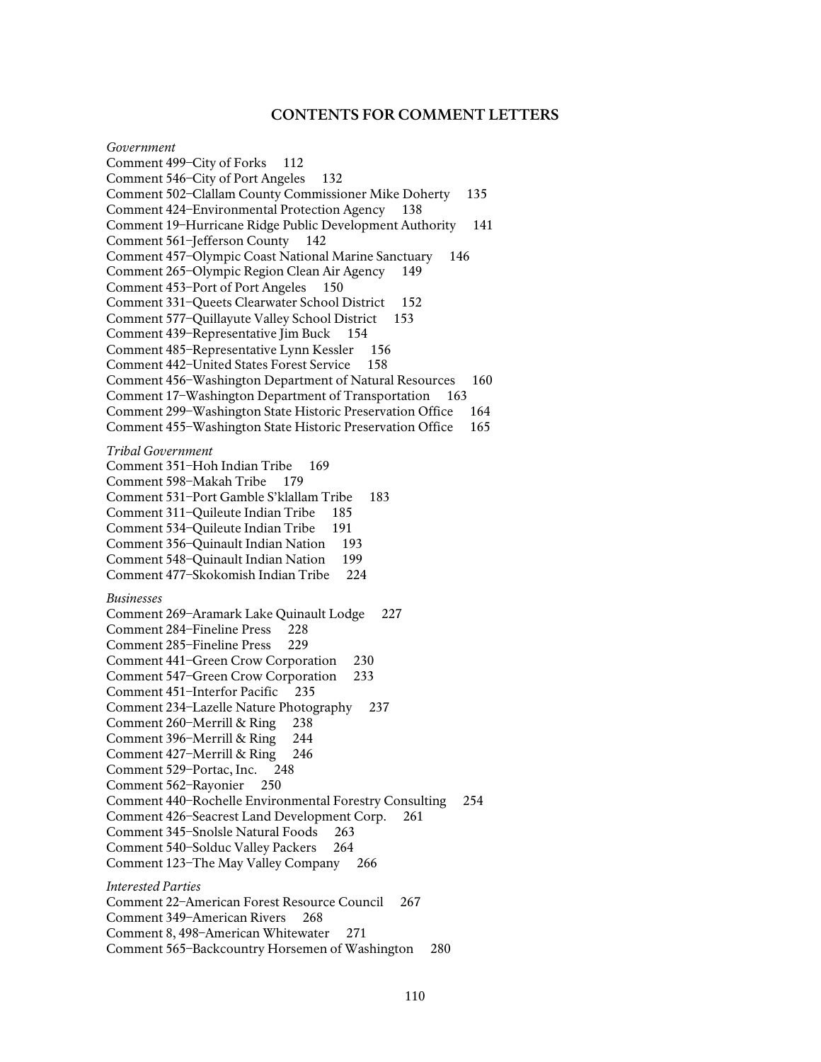## CONTENTS FOR COMMENT LETTERS

*Government*

Comment 499–City of Forks 112
Comment 546–City of Port Angeles 132
Comment 502–Clallam County Commissioner Mike Doherty 135
Comment 424–Environmental Protection Agency 138
Comment 19–Hurricane Ridge Public Development Authority 141
Comment 561–Jefferson County 142
Comment 457–Olympic Coast National Marine Sanctuary 146
Comment 265–Olympic Region Clean Air Agency 149
Comment 453–Port of Port Angeles 150
Comment 331–Queets Clearwater School District 152
Comment 577–Quillayute Valley School District 153
Comment 439–Representative Jim Buck 154
Comment 485–Representative Lynn Kessler 156
Comment 442–United States Forest Service 158
Comment 456–Washington Department of Natural Resources 160
Comment 17–Washington Department of Transportation 163
Comment 299–Washington State Historic Preservation Office 164
Comment 455–Washington State Historic Preservation Office 165

*Tribal Government*

Comment 351–Hoh Indian Tribe 169
Comment 598–Makah Tribe 179
Comment 531–Port Gamble S'klallam Tribe 183
Comment 311–Quileute Indian Tribe 185
Comment 534–Quileute Indian Tribe 191
Comment 356–Quinault Indian Nation 193
Comment 548–Quinault Indian Nation 199
Comment 477–Skokomish Indian Tribe 224

*Businesses*

Comment 269–Aramark Lake Quinault Lodge 227
Comment 284–Fineline Press 228
Comment 285–Fineline Press 229
Comment 441–Green Crow Corporation 230
Comment 547–Green Crow Corporation 233
Comment 451–Interfor Pacific 235
Comment 234–Lazelle Nature Photography 237
Comment 260–Merrill & Ring 238
Comment 396–Merrill & Ring 244
Comment 427–Merrill & Ring 246
Comment 529–Portac, Inc. 248
Comment 562–Rayonier 250
Comment 440–Rochelle Environmental Forestry Consulting 254
Comment 426–Seacrest Land Development Corp. 261
Comment 345–Snolsle Natural Foods 263
Comment 540–Solduc Valley Packers 264
Comment 123–The May Valley Company 266

*Interested Parties*

Comment 22–American Forest Resource Council 267
Comment 349–American Rivers 268
Comment 8, 498–American Whitewater 271
Comment 565–Backcountry Horsemen of Washington 280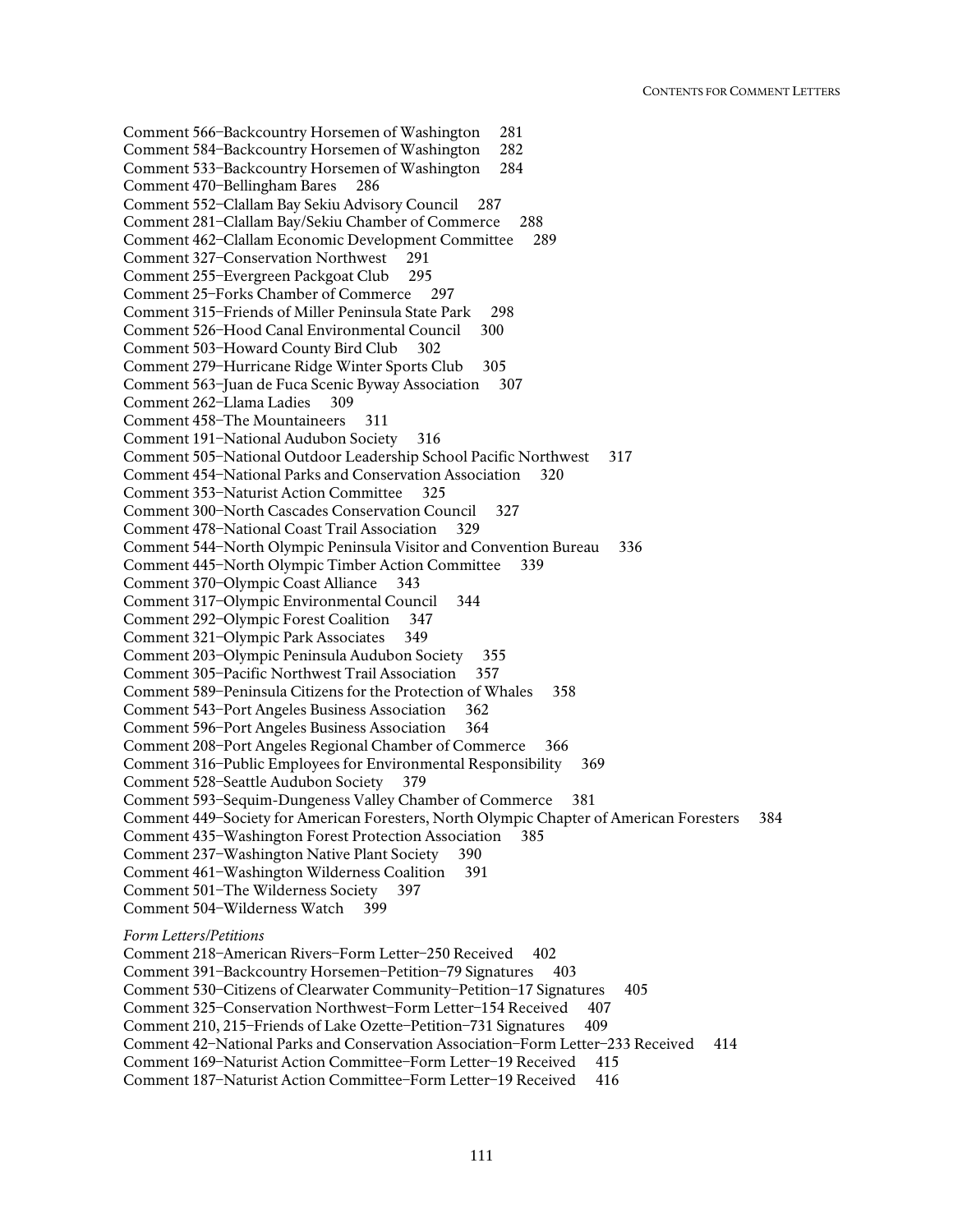Comment 566–Backcountry Horsemen of Washington 281
Comment 584–Backcountry Horsemen of Washington 282
Comment 533–Backcountry Horsemen of Washington 284
Comment 470–Bellingham Bares 286
Comment 552–Clallam Bay Sekiu Advisory Council 287
Comment 281–Clallam Bay/Sekiu Chamber of Commerce 288
Comment 462–Clallam Economic Development Committee 289
Comment 327–Conservation Northwest 291
Comment 255–Evergreen Packgoat Club 295
Comment 25–Forks Chamber of Commerce 297
Comment 315–Friends of Miller Peninsula State Park 298
Comment 526–Hood Canal Environmental Council 300
Comment 503–Howard County Bird Club 302
Comment 279–Hurricane Ridge Winter Sports Club 305
Comment 563–Juan de Fuca Scenic Byway Association 307
Comment 262–Llama Ladies 309
Comment 458–The Mountaineers 311
Comment 191–National Audubon Society 316
Comment 505–National Outdoor Leadership School Pacific Northwest 317
Comment 454–National Parks and Conservation Association 320
Comment 353–Naturist Action Committee 325
Comment 300–North Cascades Conservation Council 327
Comment 478–National Coast Trail Association 329
Comment 544–North Olympic Peninsula Visitor and Convention Bureau 336
Comment 445–North Olympic Timber Action Committee 339
Comment 370–Olympic Coast Alliance 343
Comment 317–Olympic Environmental Council 344
Comment 292–Olympic Forest Coalition 347
Comment 321–Olympic Park Associates 349
Comment 203–Olympic Peninsula Audubon Society 355
Comment 305–Pacific Northwest Trail Association 357
Comment 589–Peninsula Citizens for the Protection of Whales 358
Comment 543–Port Angeles Business Association 362
Comment 596–Port Angeles Business Association 364
Comment 208–Port Angeles Regional Chamber of Commerce 366
Comment 316–Public Employees for Environmental Responsibility 369
Comment 528–Seattle Audubon Society 379
Comment 593–Sequim-Dungeness Valley Chamber of Commerce 381
Comment 449–Society for American Foresters, North Olympic Chapter of American Foresters 384
Comment 435–Washington Forest Protection Association 385
Comment 237–Washington Native Plant Society 390
Comment 461–Washington Wilderness Coalition 391
Comment 501–The Wilderness Society 397
Comment 504–Wilderness Watch 399

*Form Letters/Petitions*

Comment 218–American Rivers–Form Letter–250 Received 402
Comment 391–Backcountry Horsemen–Petition–79 Signatures 403
Comment 530–Citizens of Clearwater Community–Petition–17 Signatures 405
Comment 325–Conservation Northwest–Form Letter–154 Received 407
Comment 210, 215–Friends of Lake Ozette–Petition–731 Signatures 409
Comment 42–National Parks and Conservation Association–Form Letter–233 Received 414
Comment 169–Naturist Action Committee–Form Letter–19 Received 415
Comment 187–Naturist Action Committee–Form Letter–19 Received 416